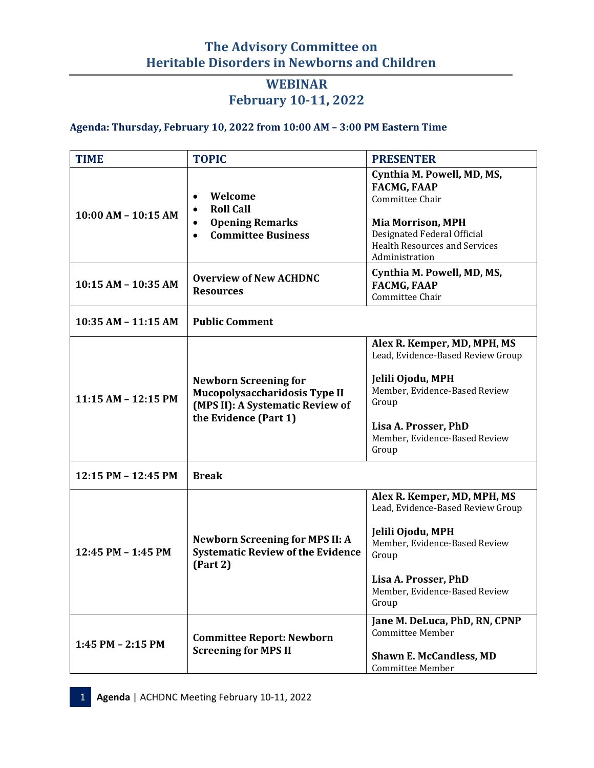# The Advisory Committee on Heritable Disorders in Newborns and Children

## WEBINAR
## February 10-11, 2022

### Agenda: Thursday, February 10, 2022 from 10:00 AM – 3:00 PM Eastern Time

| TIME | TOPIC | PRESENTER |
|---|---|---|
| 10:00 AM – 10:15 AM | • **Welcome**<br>• **Roll Call**<br>• **Opening Remarks**<br>• **Committee Business** | **Cynthia M. Powell, MD, MS, FACMG, FAAP**<br>Committee Chair<br><br>**Mia Morrison, MPH**<br>Designated Federal Official<br>Health Resources and Services Administration |
| 10:15 AM – 10:35 AM | **Overview of New ACHDNC Resources** | **Cynthia M. Powell, MD, MS, FACMG, FAAP**<br>Committee Chair |
| 10:35 AM – 11:15 AM | **Public Comment** | |
| 11:15 AM – 12:15 PM | **Newborn Screening for Mucopolysaccharidosis Type II (MPS II): A Systematic Review of the Evidence (Part 1)** | **Alex R. Kemper, MD, MPH, MS**<br>Lead, Evidence-Based Review Group<br><br>**Jelili Ojodu, MPH**<br>Member, Evidence-Based Review Group<br><br>**Lisa A. Prosser, PhD**<br>Member, Evidence-Based Review Group |
| 12:15 PM – 12:45 PM | **Break** | |
| 12:45 PM – 1:45 PM | **Newborn Screening for MPS II: A Systematic Review of the Evidence (Part 2)** | **Alex R. Kemper, MD, MPH, MS**<br>Lead, Evidence-Based Review Group<br><br>**Jelili Ojodu, MPH**<br>Member, Evidence-Based Review Group<br><br>**Lisa A. Prosser, PhD**<br>Member, Evidence-Based Review Group |
| 1:45 PM – 2:15 PM | **Committee Report: Newborn Screening for MPS II** | **Jane M. DeLuca, PhD, RN, CPNP**<br>Committee Member<br><br>**Shawn E. McCandless, MD**<br>Committee Member |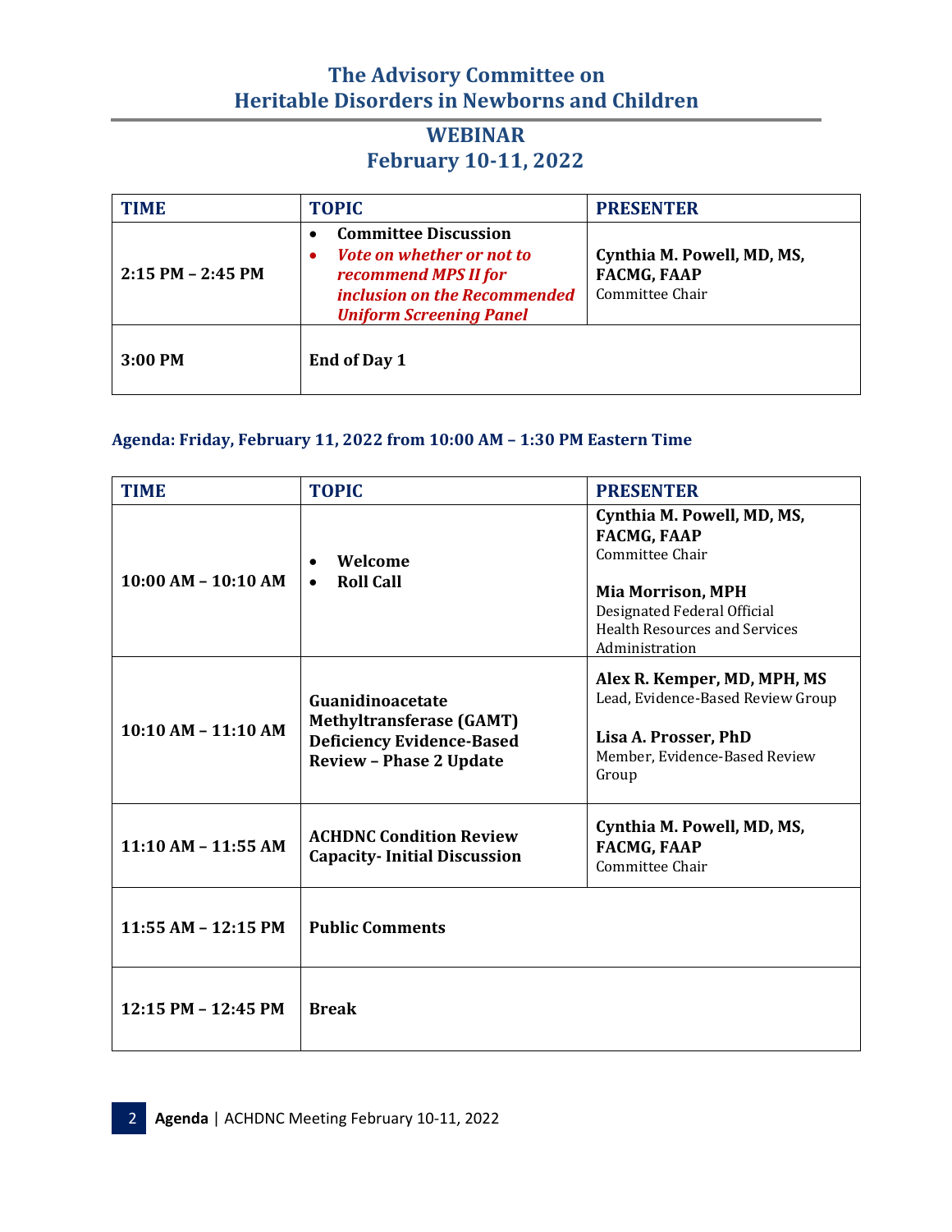# The Advisory Committee on Heritable Disorders in Newborns and Children

## WEBINAR
## February 10-11, 2022

| TIME | TOPIC | PRESENTER |
|---|---|---|
| 2:15 PM – 2:45 PM | • **Committee Discussion**<br>• ***Vote on whether or not to recommend MPS II for inclusion on the Recommended Uniform Screening Panel*** | **Cynthia M. Powell, MD, MS, FACMG, FAAP**<br>Committee Chair |
| 3:00 PM | **End of Day 1** | |

### Agenda: Friday, February 11, 2022 from 10:00 AM – 1:30 PM Eastern Time

| TIME | TOPIC | PRESENTER |
|---|---|---|
| 10:00 AM – 10:10 AM | • **Welcome**<br>• **Roll Call** | **Cynthia M. Powell, MD, MS, FACMG, FAAP**<br>Committee Chair<br><br>**Mia Morrison, MPH**<br>Designated Federal Official<br>Health Resources and Services Administration |
| 10:10 AM – 11:10 AM | **Guanidinoacetate Methyltransferase (GAMT) Deficiency Evidence-Based Review – Phase 2 Update** | **Alex R. Kemper, MD, MPH, MS**<br>Lead, Evidence-Based Review Group<br><br>**Lisa A. Prosser, PhD**<br>Member, Evidence-Based Review Group |
| 11:10 AM – 11:55 AM | **ACHDNC Condition Review Capacity- Initial Discussion** | **Cynthia M. Powell, MD, MS, FACMG, FAAP**<br>Committee Chair |
| 11:55 AM – 12:15 PM | **Public Comments** | |
| 12:15 PM – 12:45 PM | **Break** | |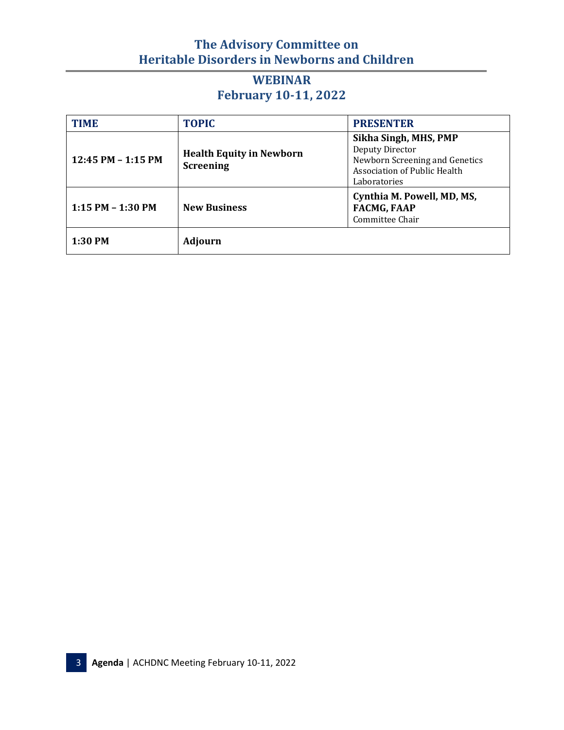## The Advisory Committee on Heritable Disorders in Newborns and Children

## WEBINAR
## February 10-11, 2022

| TIME | TOPIC | PRESENTER |
| --- | --- | --- |
| **12:45 PM – 1:15 PM** | **Health Equity in Newborn Screening** | **Sikha Singh, MHS, PMP**<br>Deputy Director<br>Newborn Screening and Genetics<br>Association of Public Health Laboratories |
| **1:15 PM – 1:30 PM** | **New Business** | **Cynthia M. Powell, MD, MS, FACMG, FAAP**<br>Committee Chair |
| **1:30 PM** | **Adjourn** | |